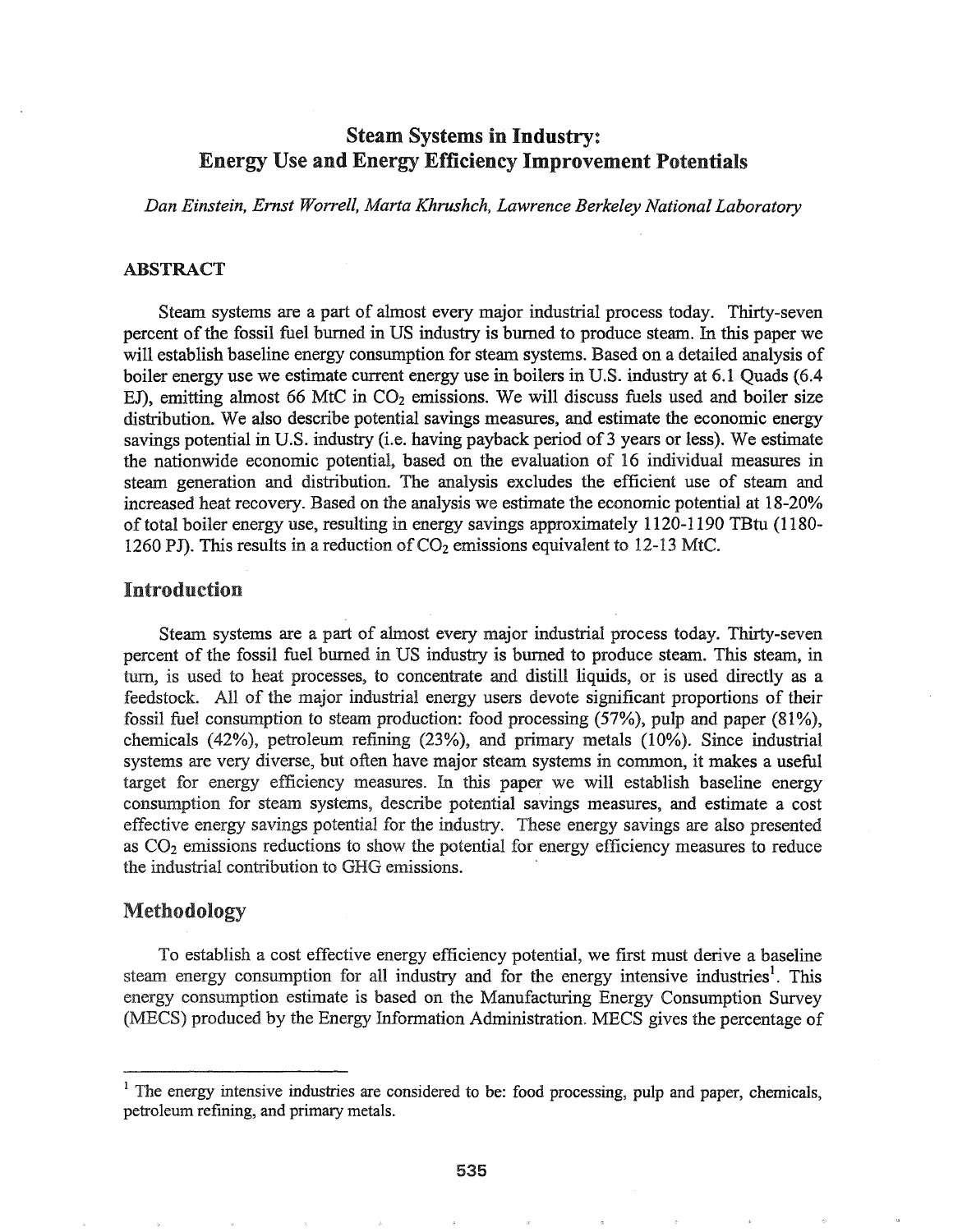# Steam Systems in Industry: Energy Use and Energy Efficiency Improvement Potentials

*Dan Einstein, Ernst Worrell, Marta Khrushch, Lawrence Berkeley National Laboratory*

## ABSTRACT

Steam systems are a part of almost every major industrial process today. Thirty-seven percent of the fossil fuel burned in US industry is burned to produce steam. In this paper we will establish baseline energy consumption for steam systems. Based on a detailed analysis of boiler energy use we estimate current energy use in boilers in U.S. industry at 6.1 Quads (6.4 EJ), emitting almost 66 MtC in $CO_2$ emissions. We will discuss fuels used and boiler size distribution. We also describe potential savings measures, and estimate the economic energy savings potential in U.S. industry (i.e. having payback period of 3 years or less). We estimate the nationwide economic potential, based on the evaluation of 16 individual measures in steam generation and distribution. The analysis excludes the efficient use of steam and increased heat recovery. Based on the analysis we estimate the economic potential at 18-20% of total boiler energy use, resulting in energy savings approximately 1120-1190 TBtu (1180-1260 PJ). This results in a reduction of $CO_2$ emissions equivalent to 12-13 MtC.

## Introduction

Steam systems are a part of almost every major industrial process today. Thirty-seven percent of the fossil fuel burned in US industry is burned to produce steam. This steam, in turn, is used to heat processes, to concentrate and distill liquids, or is used directly as a feedstock. All of the major industrial energy users devote significant proportions of their fossil fuel consumption to steam production: food processing (57%), pulp and paper (81%), chemicals (42%), petroleum refining (23%), and primary metals (10%). Since industrial systems are very diverse, but often have major steam systems in common, it makes a useful target for energy efficiency measures. In this paper we will establish baseline energy consumption for steam systems, describe potential savings measures, and estimate a cost effective energy savings potential for the industry. These energy savings are also presented as $CO_2$ emissions reductions to show the potential for energy efficiency measures to reduce the industrial contribution to GHG emissions.

## Methodology

To establish a cost effective energy efficiency potential, we first must derive a baseline steam energy consumption for all industry and for the energy intensive industries[1]. This energy consumption estimate is based on the Manufacturing Energy Consumption Survey (MECS) produced by the Energy Information Administration. MECS gives the percentage of

---

[1] The energy intensive industries are considered to be: food processing, pulp and paper, chemicals, petroleum refining, and primary metals.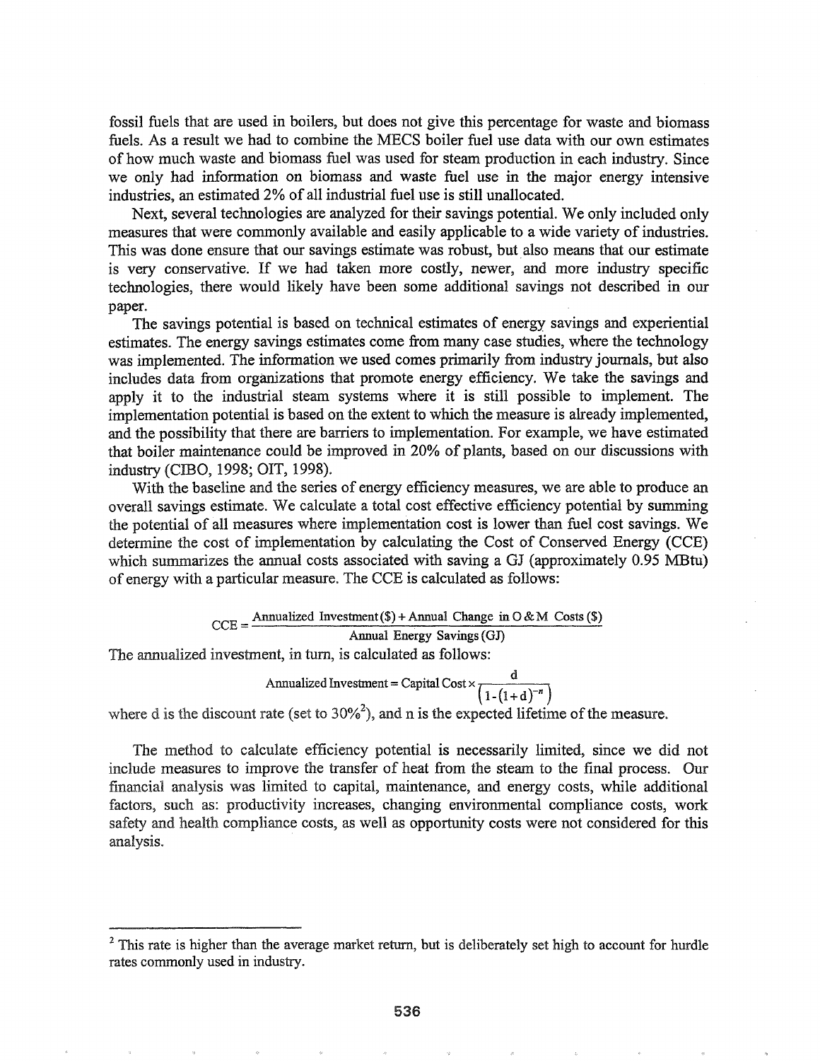fossil fuels that are used in boilers, but does not give this percentage for waste and biomass fuels. As a result we had to combine the MECS boiler fuel use data with our own estimates of how much waste and biomass fuel was used for steam production in each industry. Since we only had information on biomass and waste fuel use in the major energy intensive industries, an estimated 2% of all industrial fuel use is still unallocated.

Next, several technologies are analyzed for their savings potential. We only included only measures that were commonly available and easily applicable to a wide variety of industries. This was done ensure that our savings estimate was robust, but also means that our estimate is very conservative. If we had taken more costly, newer, and more industry specific technologies, there would likely have been some additional savings not described in our paper.

The savings potential is based on technical estimates of energy savings and experiential estimates. The energy savings estimates come from many case studies, where the technology was implemented. The information we used comes primarily from industry journals, but also includes data from organizations that promote energy efficiency. We take the savings and apply it to the industrial steam systems where it is still possible to implement. The implementation potential is based on the extent to which the measure is already implemented, and the possibility that there are barriers to implementation. For example, we have estimated that boiler maintenance could be improved in 20% of plants, based on our discussions with industry (CIBO, 1998; OIT, 1998).

With the baseline and the series of energy efficiency measures, we are able to produce an overall savings estimate. We calculate a total cost effective efficiency potential by summing the potential of all measures where implementation cost is lower than fuel cost savings. We determine the cost of implementation by calculating the Cost of Conserved Energy (CCE) which summarizes the annual costs associated with saving a GJ (approximately 0.95 MBtu) of energy with a particular measure. The CCE is calculated as follows:

$$\text{CCE} = \frac{\text{Annualized Investment}(\$) + \text{Annual Change in O\&M Costs}(\$)}{\text{Annual Energy Savings (GJ)}}$$

The annualized investment, in turn, is calculated as follows:

$$\text{Annualized Investment} = \text{Capital Cost} \times \frac{d}{\left(1-(1+d)^{-n}\right)}$$

where d is the discount rate (set to 30%[2]), and n is the expected lifetime of the measure.

The method to calculate efficiency potential is necessarily limited, since we did not include measures to improve the transfer of heat from the steam to the final process. Our financial analysis was limited to capital, maintenance, and energy costs, while additional factors, such as: productivity increases, changing environmental compliance costs, work safety and health compliance costs, as well as opportunity costs were not considered for this analysis.

---

[2] This rate is higher than the average market return, but is deliberately set high to account for hurdle rates commonly used in industry.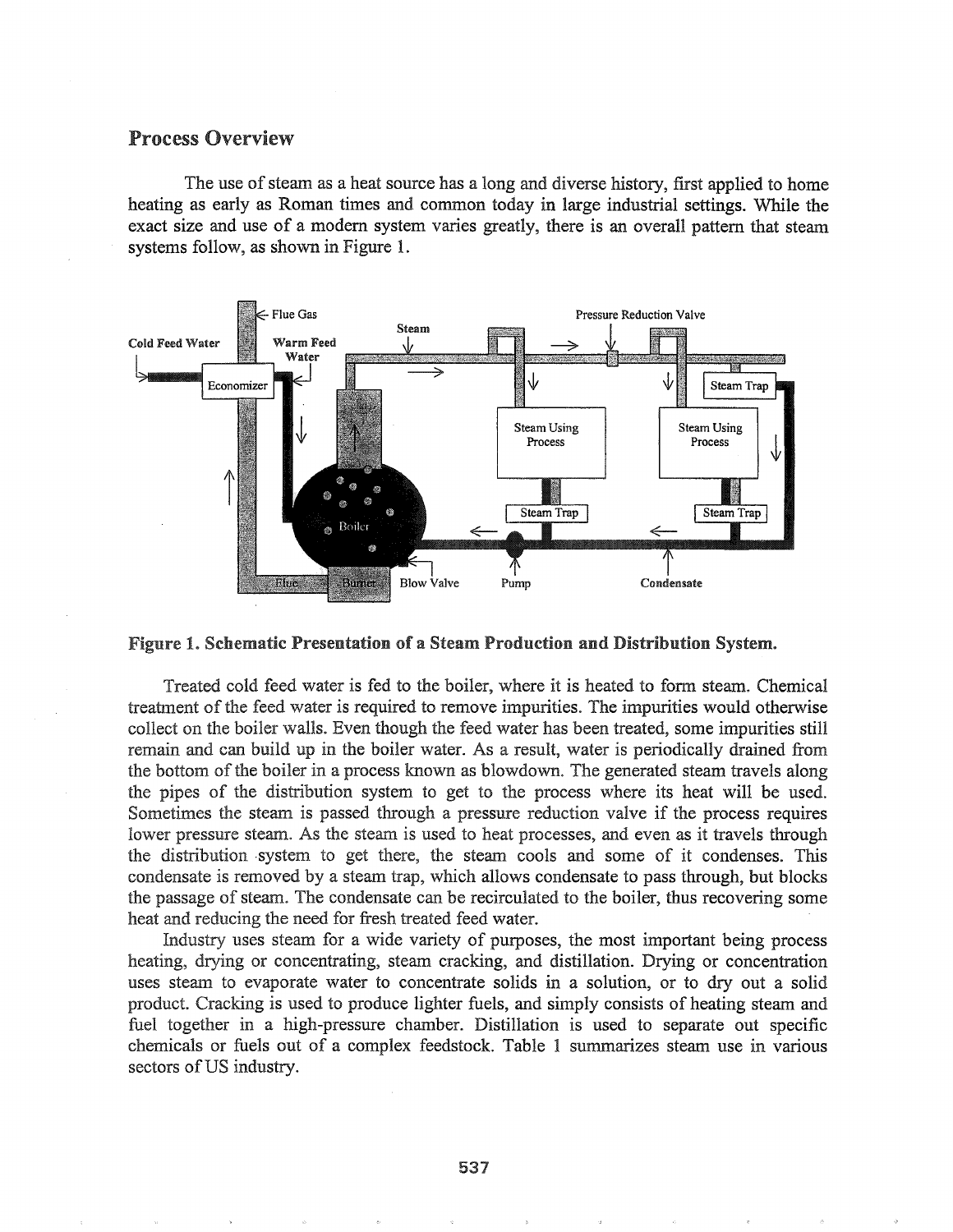## Process Overview

The use of steam as a heat source has a long and diverse history, first applied to home heating as early as Roman times and common today in large industrial settings. While the exact size and use of a modern system varies greatly, there is an overall pattern that steam systems follow, as shown in Figure 1.

**Figure 1. Schematic Presentation of a Steam Production and Distribution System.**

Treated cold feed water is fed to the boiler, where it is heated to form steam. Chemical treatment of the feed water is required to remove impurities. The impurities would otherwise collect on the boiler walls. Even though the feed water has been treated, some impurities still remain and can build up in the boiler water. As a result, water is periodically drained from the bottom of the boiler in a process known as blowdown. The generated steam travels along the pipes of the distribution system to get to the process where its heat will be used. Sometimes the steam is passed through a pressure reduction valve if the process requires lower pressure steam. As the steam is used to heat processes, and even as it travels through the distribution system to get there, the steam cools and some of it condenses. This condensate is removed by a steam trap, which allows condensate to pass through, but blocks the passage of steam. The condensate can be recirculated to the boiler, thus recovering some heat and reducing the need for fresh treated feed water.

Industry uses steam for a wide variety of purposes, the most important being process heating, drying or concentrating, steam cracking, and distillation. Drying or concentration uses steam to evaporate water to concentrate solids in a solution, or to dry out a solid product. Cracking is used to produce lighter fuels, and simply consists of heating steam and fuel together in a high-pressure chamber. Distillation is used to separate out specific chemicals or fuels out of a complex feedstock. Table 1 summarizes steam use in various sectors of US industry.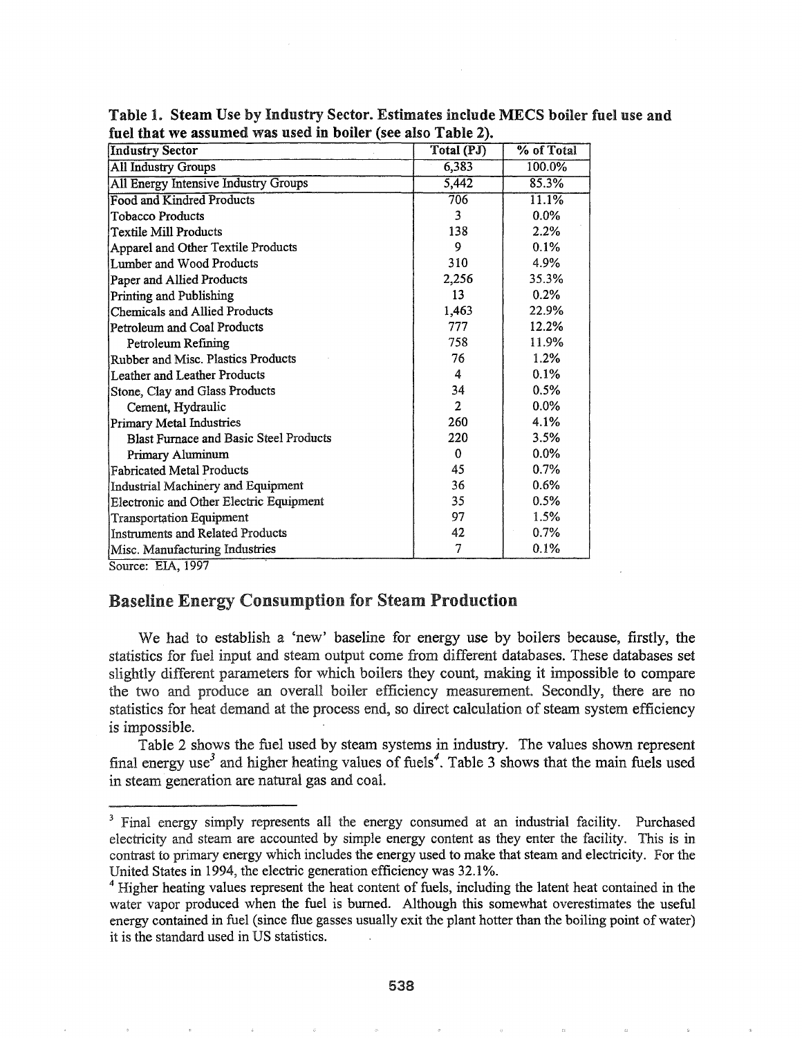**Table 1. Steam Use by Industry Sector. Estimates include MECS boiler fuel use and fuel that we assumed was used in boiler (see also Table 2).**

| Industry Sector | Total (PJ) | % of Total |
|---|---|---|
| All Industry Groups | 6,383 | 100.0% |
| All Energy Intensive Industry Groups | 5,442 | 85.3% |
| Food and Kindred Products | 706 | 11.1% |
| Tobacco Products | 3 | 0.0% |
| Textile Mill Products | 138 | 2.2% |
| Apparel and Other Textile Products | 9 | 0.1% |
| Lumber and Wood Products | 310 | 4.9% |
| Paper and Allied Products | 2,256 | 35.3% |
| Printing and Publishing | 13 | 0.2% |
| Chemicals and Allied Products | 1,463 | 22.9% |
| Petroleum and Coal Products | 777 | 12.2% |
| Petroleum Refining | 758 | 11.9% |
| Rubber and Misc. Plastics Products | 76 | 1.2% |
| Leather and Leather Products | 4 | 0.1% |
| Stone, Clay and Glass Products | 34 | 0.5% |
| Cement, Hydraulic | 2 | 0.0% |
| Primary Metal Industries | 260 | 4.1% |
| Blast Furnace and Basic Steel Products | 220 | 3.5% |
| Primary Aluminum | 0 | 0.0% |
| Fabricated Metal Products | 45 | 0.7% |
| Industrial Machinery and Equipment | 36 | 0.6% |
| Electronic and Other Electric Equipment | 35 | 0.5% |
| Transportation Equipment | 97 | 1.5% |
| Instruments and Related Products | 42 | 0.7% |
| Misc. Manufacturing Industries | 7 | 0.1% |

Source: EIA, 1997

## Baseline Energy Consumption for Steam Production

We had to establish a 'new' baseline for energy use by boilers because, firstly, the statistics for fuel input and steam output come from different databases. These databases set slightly different parameters for which boilers they count, making it impossible to compare the two and produce an overall boiler efficiency measurement. Secondly, there are no statistics for heat demand at the process end, so direct calculation of steam system efficiency is impossible.

Table 2 shows the fuel used by steam systems in industry. The values shown represent final energy use[3] and higher heating values of fuels[4]. Table 3 shows that the main fuels used in steam generation are natural gas and coal.

---

[3] Final energy simply represents all the energy consumed at an industrial facility. Purchased electricity and steam are accounted by simple energy content as they enter the facility. This is in contrast to primary energy which includes the energy used to make that steam and electricity. For the United States in 1994, the electric generation efficiency was 32.1%.

[4] Higher heating values represent the heat content of fuels, including the latent heat contained in the water vapor produced when the fuel is burned. Although this somewhat overestimates the useful energy contained in fuel (since flue gasses usually exit the plant hotter than the boiling point of water) it is the standard used in US statistics.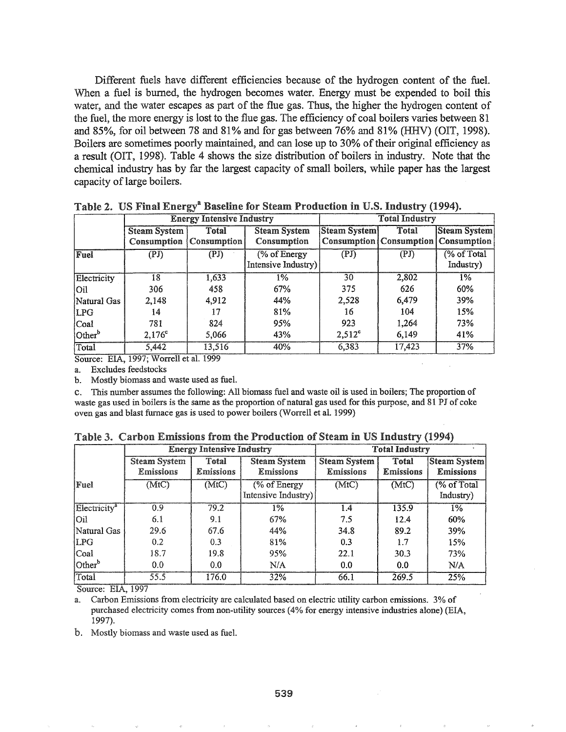Different fuels have different efficiencies because of the hydrogen content of the fuel. When a fuel is burned, the hydrogen becomes water. Energy must be expended to boil this water, and the water escapes as part of the flue gas. Thus, the higher the hydrogen content of the fuel, the more energy is lost to the flue gas. The efficiency of coal boilers varies between 81 and 85%, for oil between 78 and 81% and for gas between 76% and 81% (HHV) (OIT, 1998). Boilers are sometimes poorly maintained, and can lose up to 30% of their original efficiency as a result (OIT, 1998). Table 4 shows the size distribution of boilers in industry. Note that the chemical industry has by far the largest capacity of small boilers, while paper has the largest capacity of large boilers.

**Table 2. US Final Energy[a] Baseline for Steam Production in U.S. Industry (1994).**

| | Energy Intensive Industry | | | Total Industry | | |
|---|---|---|---|---|---|---|
| | Steam System Consumption | Total Consumption | Steam System Consumption | Steam System Consumption | Total Consumption | Steam System Consumption |
| Fuel | (PJ) | (PJ) | (% of Energy Intensive Industry) | (PJ) | (PJ) | (% of Total Industry) |
| Electricity | 18 | 1,633 | 1% | 30 | 2,802 | 1% |
| Oil | 306 | 458 | 67% | 375 | 626 | 60% |
| Natural Gas | 2,148 | 4,912 | 44% | 2,528 | 6,479 | 39% |
| LPG | 14 | 17 | 81% | 16 | 104 | 15% |
| Coal | 781 | 824 | 95% | 923 | 1,264 | 73% |
| Other[b] | 2,176[c] | 5,066 | 43% | 2,512[c] | 6,149 | 41% |
| Total | 5,442 | 13,516 | 40% | 6,383 | 17,423 | 37% |

Source: EIA, 1997; Worrell et al. 1999

a. Excludes feedstocks

b. Mostly biomass and waste used as fuel.

c. This number assumes the following: All biomass fuel and waste oil is used in boilers; The proportion of waste gas used in boilers is the same as the proportion of natural gas used for this purpose, and 81 PJ of coke oven gas and blast furnace gas is used to power boilers (Worrell et al. 1999)

**Table 3. Carbon Emissions from the Production of Steam in US Industry (1994)**

| | Energy Intensive Industry | | | Total Industry | | |
|---|---|---|---|---|---|---|
| | Steam System Emissions | Total Emissions | Steam System Emissions | Steam System Emissions | Total Emissions | Steam System Emissions |
| Fuel | (MtC) | (MtC) | (% of Energy Intensive Industry) | (MtC) | (MtC) | (% of Total Industry) |
| Electricity[a] | 0.9 | 79.2 | 1% | 1.4 | 135.9 | 1% |
| Oil | 6.1 | 9.1 | 67% | 7.5 | 12.4 | 60% |
| Natural Gas | 29.6 | 67.6 | 44% | 34.8 | 89.2 | 39% |
| LPG | 0.2 | 0.3 | 81% | 0.3 | 1.7 | 15% |
| Coal | 18.7 | 19.8 | 95% | 22.1 | 30.3 | 73% |
| Other[b] | 0.0 | 0.0 | N/A | 0.0 | 0.0 | N/A |
| Total | 55.5 | 176.0 | 32% | 66.1 | 269.5 | 25% |

Source: EIA, 1997

a. Carbon Emissions from electricity are calculated based on electric utility carbon emissions. 3% of purchased electricity comes from non-utility sources (4% for energy intensive industries alone) (EIA, 1997).

b. Mostly biomass and waste used as fuel.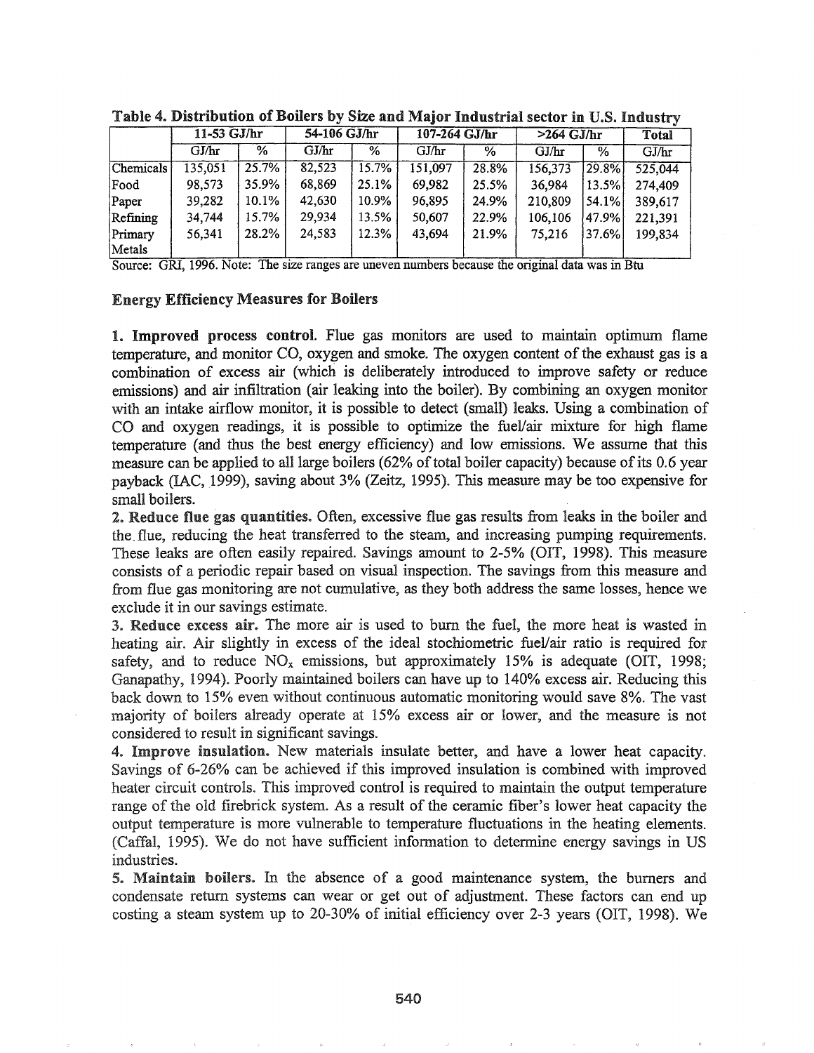**Table 4. Distribution of Boilers by Size and Major Industrial sector in U.S. Industry**

| | 11-53 GJ/hr | | 54-106 GJ/hr | | 107-264 GJ/hr | | >264 GJ/hr | | Total |
|---|---|---|---|---|---|---|---|---|---|
| | GJ/hr | % | GJ/hr | % | GJ/hr | % | GJ/hr | % | GJ/hr |
| Chemicals | 135,051 | 25.7% | 82,523 | 15.7% | 151,097 | 28.8% | 156,373 | 29.8% | 525,044 |
| Food | 98,573 | 35.9% | 68,869 | 25.1% | 69,982 | 25.5% | 36,984 | 13.5% | 274,409 |
| Paper | 39,282 | 10.1% | 42,630 | 10.9% | 96,895 | 24.9% | 210,809 | 54.1% | 389,617 |
| Refining | 34,744 | 15.7% | 29,934 | 13.5% | 50,607 | 22.9% | 106,106 | 47.9% | 221,391 |
| Primary Metals | 56,341 | 28.2% | 24,583 | 12.3% | 43,694 | 21.9% | 75,216 | 37.6% | 199,834 |

Source: GRI, 1996. Note: The size ranges are uneven numbers because the original data was in Btu

## Energy Efficiency Measures for Boilers

**1. Improved process control.** Flue gas monitors are used to maintain optimum flame temperature, and monitor CO, oxygen and smoke. The oxygen content of the exhaust gas is a combination of excess air (which is deliberately introduced to improve safety or reduce emissions) and air infiltration (air leaking into the boiler). By combining an oxygen monitor with an intake airflow monitor, it is possible to detect (small) leaks. Using a combination of CO and oxygen readings, it is possible to optimize the fuel/air mixture for high flame temperature (and thus the best energy efficiency) and low emissions. We assume that this measure can be applied to all large boilers (62% of total boiler capacity) because of its 0.6 year payback (IAC, 1999), saving about 3% (Zeitz, 1995). This measure may be too expensive for small boilers.

**2. Reduce flue gas quantities.** Often, excessive flue gas results from leaks in the boiler and the flue, reducing the heat transferred to the steam, and increasing pumping requirements. These leaks are often easily repaired. Savings amount to 2-5% (OIT, 1998). This measure consists of a periodic repair based on visual inspection. The savings from this measure and from flue gas monitoring are not cumulative, as they both address the same losses, hence we exclude it in our savings estimate.

**3. Reduce excess air.** The more air is used to burn the fuel, the more heat is wasted in heating air. Air slightly in excess of the ideal stochiometric fuel/air ratio is required for safety, and to reduce $NO_x$ emissions, but approximately 15% is adequate (OIT, 1998; Ganapathy, 1994). Poorly maintained boilers can have up to 140% excess air. Reducing this back down to 15% even without continuous automatic monitoring would save 8%. The vast majority of boilers already operate at 15% excess air or lower, and the measure is not considered to result in significant savings.

**4. Improve insulation.** New materials insulate better, and have a lower heat capacity. Savings of 6-26% can be achieved if this improved insulation is combined with improved heater circuit controls. This improved control is required to maintain the output temperature range of the old firebrick system. As a result of the ceramic fiber's lower heat capacity the output temperature is more vulnerable to temperature fluctuations in the heating elements. (Caffal, 1995). We do not have sufficient information to determine energy savings in US industries.

**5. Maintain boilers.** In the absence of a good maintenance system, the burners and condensate return systems can wear or get out of adjustment. These factors can end up costing a steam system up to 20-30% of initial efficiency over 2-3 years (OIT, 1998). We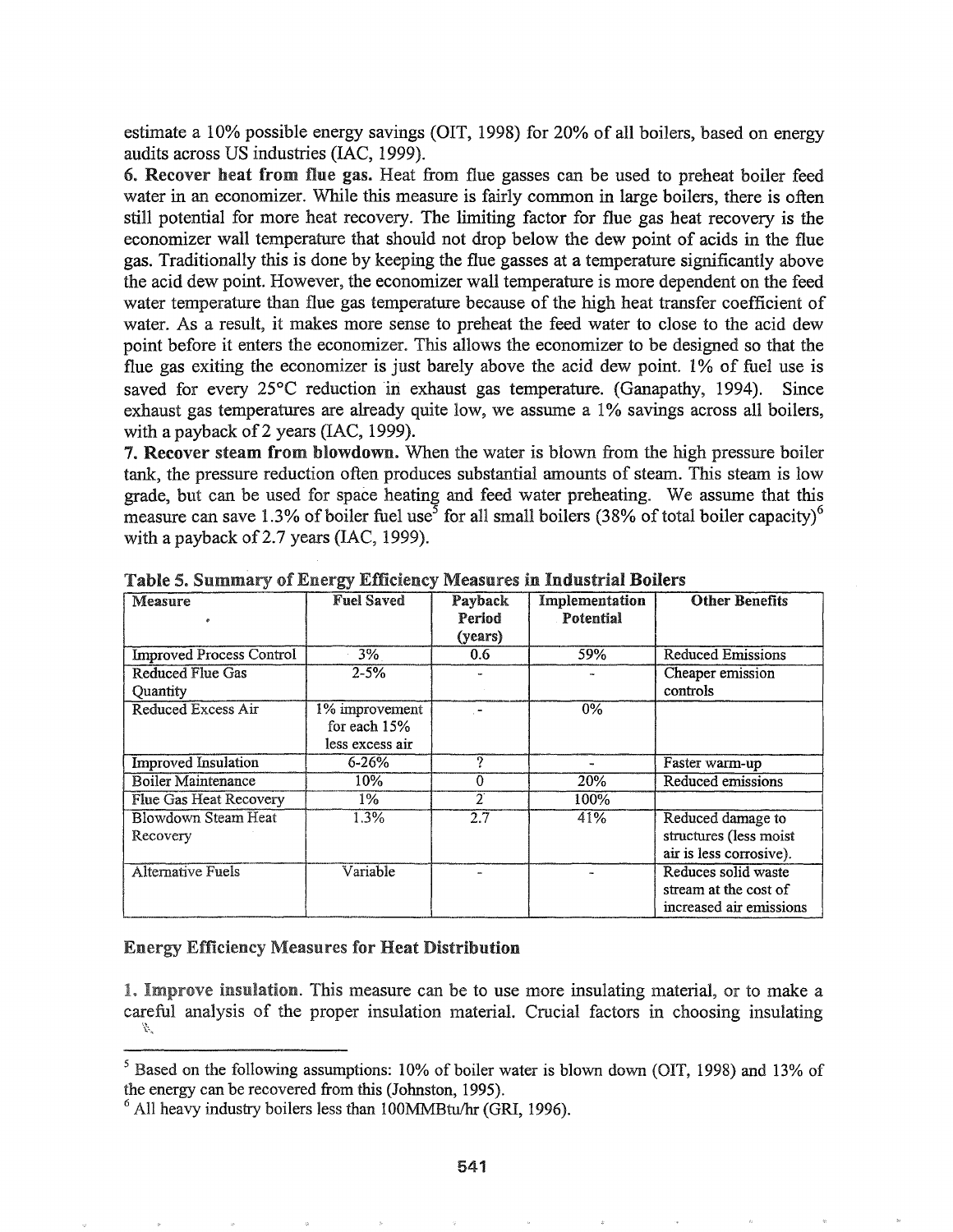estimate a 10% possible energy savings (OIT, 1998) for 20% of all boilers, based on energy audits across US industries (IAC, 1999).

**6. Recover heat from flue gas.** Heat from flue gasses can be used to preheat boiler feed water in an economizer. While this measure is fairly common in large boilers, there is often still potential for more heat recovery. The limiting factor for flue gas heat recovery is the economizer wall temperature that should not drop below the dew point of acids in the flue gas. Traditionally this is done by keeping the flue gasses at a temperature significantly above the acid dew point. However, the economizer wall temperature is more dependent on the feed water temperature than flue gas temperature because of the high heat transfer coefficient of water. As a result, it makes more sense to preheat the feed water to close to the acid dew point before it enters the economizer. This allows the economizer to be designed so that the flue gas exiting the economizer is just barely above the acid dew point. 1% of fuel use is saved for every 25°C reduction in exhaust gas temperature. (Ganapathy, 1994). Since exhaust gas temperatures are already quite low, we assume a 1% savings across all boilers, with a payback of 2 years (IAC, 1999).

**7. Recover steam from blowdown.** When the water is blown from the high pressure boiler tank, the pressure reduction often produces substantial amounts of steam. This steam is low grade, but can be used for space heating and feed water preheating. We assume that this measure can save 1.3% of boiler fuel use[5] for all small boilers (38% of total boiler capacity)[6] with a payback of 2.7 years (IAC, 1999).

**Table 5. Summary of Energy Efficiency Measures in Industrial Boilers**

| Measure | Fuel Saved | Payback Period (years) | Implementation Potential | Other Benefits |
|---|---|---|---|---|
| Improved Process Control | 3% | 0.6 | 59% | Reduced Emissions |
| Reduced Flue Gas Quantity | 2-5% | - | - | Cheaper emission controls |
| Reduced Excess Air | 1% improvement for each 15% less excess air | - | 0% | |
| Improved Insulation | 6-26% | ? | - | Faster warm-up |
| Boiler Maintenance | 10% | 0 | 20% | Reduced emissions |
| Flue Gas Heat Recovery | 1% | 2 | 100% | |
| Blowdown Steam Heat Recovery | 1.3% | 2.7 | 41% | Reduced damage to structures (less moist air is less corrosive). |
| Alternative Fuels | Variable | - | - | Reduces solid waste stream at the cost of increased air emissions |

### Energy Efficiency Measures for Heat Distribution

**1. Improve insulation.** This measure can be to use more insulating material, or to make a careful analysis of the proper insulation material. Crucial factors in choosing insulating

---

[5] Based on the following assumptions: 10% of boiler water is blown down (OIT, 1998) and 13% of the energy can be recovered from this (Johnston, 1995).

[6] All heavy industry boilers less than 100MMBtu/hr (GRI, 1996).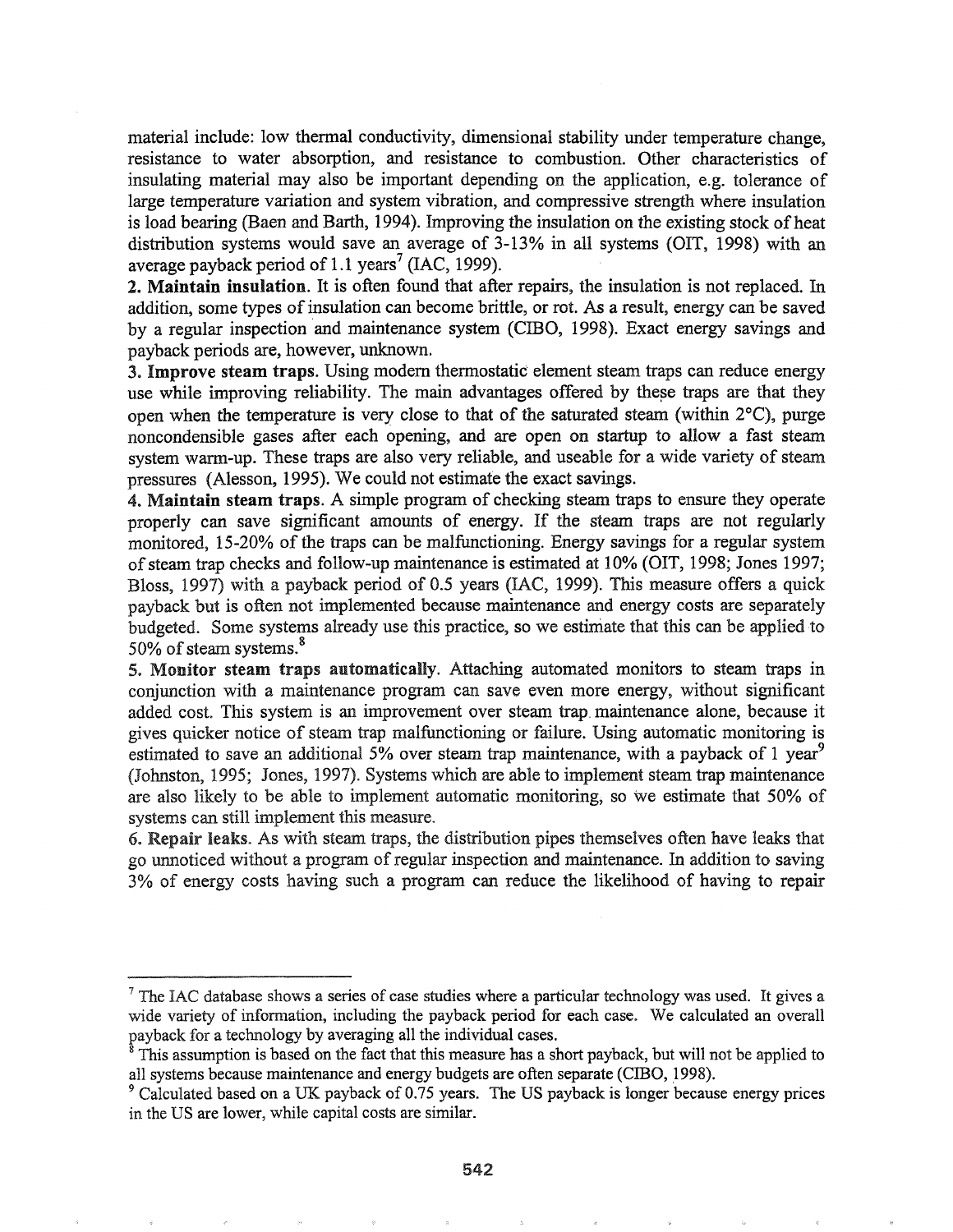material include: low thermal conductivity, dimensional stability under temperature change, resistance to water absorption, and resistance to combustion. Other characteristics of insulating material may also be important depending on the application, e.g. tolerance of large temperature variation and system vibration, and compressive strength where insulation is load bearing (Baen and Barth, 1994). Improving the insulation on the existing stock of heat distribution systems would save an average of 3-13% in all systems (OIT, 1998) with an average payback period of 1.1 years[7] (IAC, 1999).

**2. Maintain insulation.** It is often found that after repairs, the insulation is not replaced. In addition, some types of insulation can become brittle, or rot. As a result, energy can be saved by a regular inspection and maintenance system (CIBO, 1998). Exact energy savings and payback periods are, however, unknown.

**3. Improve steam traps.** Using modern thermostatic element steam traps can reduce energy use while improving reliability. The main advantages offered by these traps are that they open when the temperature is very close to that of the saturated steam (within 2°C), purge noncondensible gases after each opening, and are open on startup to allow a fast steam system warm-up. These traps are also very reliable, and useable for a wide variety of steam pressures (Alesson, 1995). We could not estimate the exact savings.

**4. Maintain steam traps.** A simple program of checking steam traps to ensure they operate properly can save significant amounts of energy. If the steam traps are not regularly monitored, 15-20% of the traps can be malfunctioning. Energy savings for a regular system of steam trap checks and follow-up maintenance is estimated at 10% (OIT, 1998; Jones 1997; Bloss, 1997) with a payback period of 0.5 years (IAC, 1999). This measure offers a quick payback but is often not implemented because maintenance and energy costs are separately budgeted. Some systems already use this practice, so we estimate that this can be applied to 50% of steam systems.[8]

**5. Monitor steam traps automatically.** Attaching automated monitors to steam traps in conjunction with a maintenance program can save even more energy, without significant added cost. This system is an improvement over steam trap maintenance alone, because it gives quicker notice of steam trap malfunctioning or failure. Using automatic monitoring is estimated to save an additional 5% over steam trap maintenance, with a payback of 1 year[9] (Johnston, 1995; Jones, 1997). Systems which are able to implement steam trap maintenance are also likely to be able to implement automatic monitoring, so we estimate that 50% of systems can still implement this measure.

**6. Repair leaks.** As with steam traps, the distribution pipes themselves often have leaks that go unnoticed without a program of regular inspection and maintenance. In addition to saving 3% of energy costs having such a program can reduce the likelihood of having to repair

---

[7] The IAC database shows a series of case studies where a particular technology was used. It gives a wide variety of information, including the payback period for each case. We calculated an overall payback for a technology by averaging all the individual cases.

[8] This assumption is based on the fact that this measure has a short payback, but will not be applied to all systems because maintenance and energy budgets are often separate (CIBO, 1998).

[9] Calculated based on a UK payback of 0.75 years. The US payback is longer because energy prices in the US are lower, while capital costs are similar.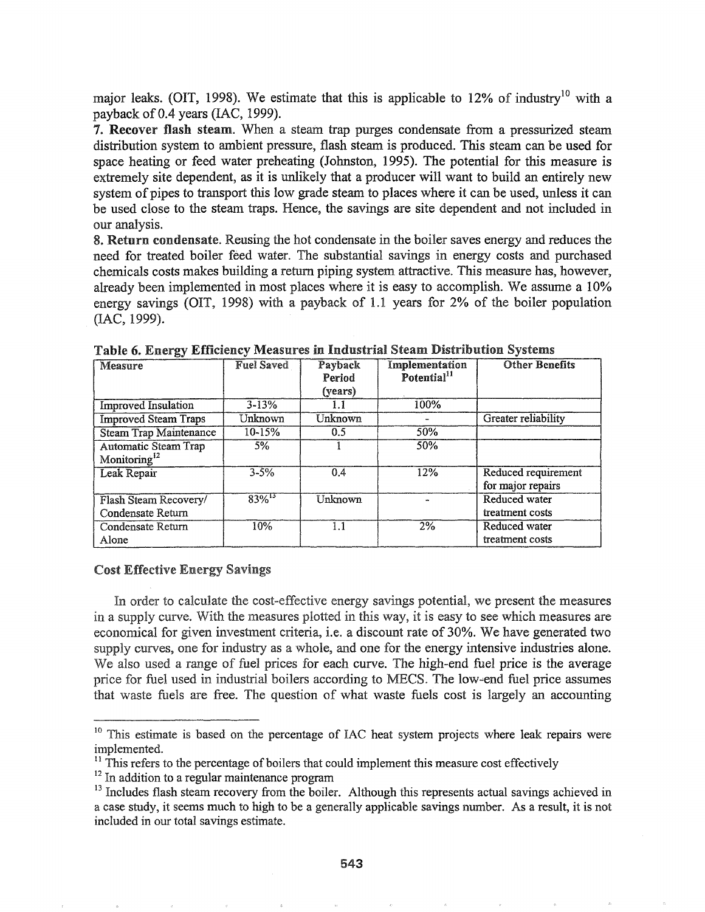major leaks. (OIT, 1998). We estimate that this is applicable to 12% of industry[10] with a payback of 0.4 years (IAC, 1999).

**7. Recover flash steam.** When a steam trap purges condensate from a pressurized steam distribution system to ambient pressure, flash steam is produced. This steam can be used for space heating or feed water preheating (Johnston, 1995). The potential for this measure is extremely site dependent, as it is unlikely that a producer will want to build an entirely new system of pipes to transport this low grade steam to places where it can be used, unless it can be used close to the steam traps. Hence, the savings are site dependent and not included in our analysis.

**8. Return condensate.** Reusing the hot condensate in the boiler saves energy and reduces the need for treated boiler feed water. The substantial savings in energy costs and purchased chemicals costs makes building a return piping system attractive. This measure has, however, already been implemented in most places where it is easy to accomplish. We assume a 10% energy savings (OIT, 1998) with a payback of 1.1 years for 2% of the boiler population (IAC, 1999).

**Table 6. Energy Efficiency Measures in Industrial Steam Distribution Systems**

| Measure | Fuel Saved | Payback Period (years) | Implementation Potential[11] | Other Benefits |
|---|---|---|---|---|
| Improved Insulation | 3-13% | 1.1 | 100% | |
| Improved Steam Traps | Unknown | Unknown | - | Greater reliability |
| Steam Trap Maintenance | 10-15% | 0.5 | 50% | |
| Automatic Steam Trap Monitoring[12] | 5% | 1 | 50% | |
| Leak Repair | 3-5% | 0.4 | 12% | Reduced requirement for major repairs |
| Flash Steam Recovery/ Condensate Return | 83%[13] | Unknown | - | Reduced water treatment costs |
| Condensate Return Alone | 10% | 1.1 | 2% | Reduced water treatment costs |

### Cost Effective Energy Savings

In order to calculate the cost-effective energy savings potential, we present the measures in a supply curve. With the measures plotted in this way, it is easy to see which measures are economical for given investment criteria, i.e. a discount rate of 30%. We have generated two supply curves, one for industry as a whole, and one for the energy intensive industries alone. We also used a range of fuel prices for each curve. The high-end fuel price is the average price for fuel used in industrial boilers according to MECS. The low-end fuel price assumes that waste fuels are free. The question of what waste fuels cost is largely an accounting

---

[10] This estimate is based on the percentage of IAC heat system projects where leak repairs were implemented.

[11] This refers to the percentage of boilers that could implement this measure cost effectively

[12] In addition to a regular maintenance program

[13] Includes flash steam recovery from the boiler. Although this represents actual savings achieved in a case study, it seems much to high to be a generally applicable savings number. As a result, it is not included in our total savings estimate.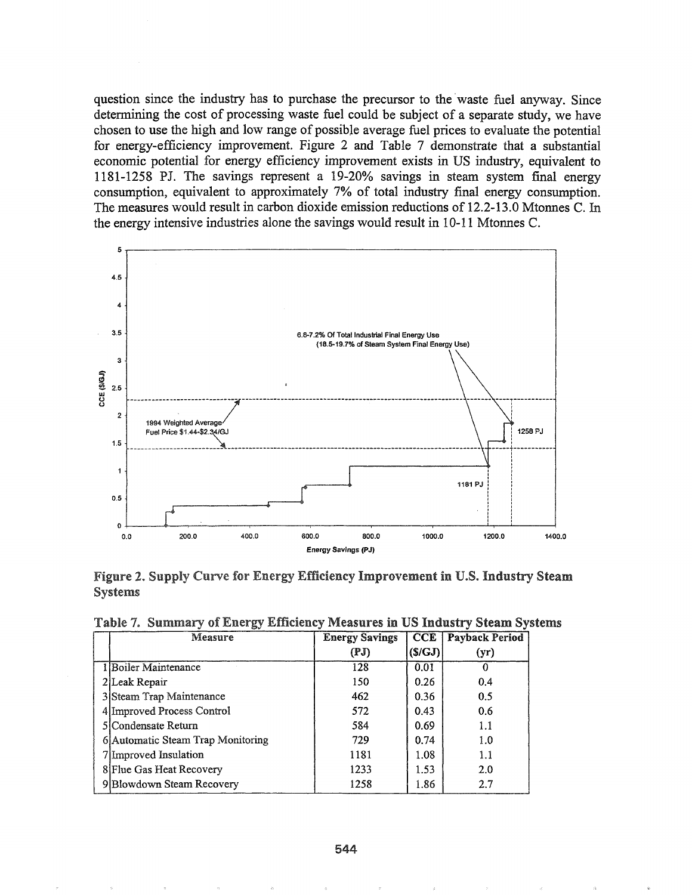question since the industry has to purchase the precursor to the waste fuel anyway. Since determining the cost of processing waste fuel could be subject of a separate study, we have chosen to use the high and low range of possible average fuel prices to evaluate the potential for energy-efficiency improvement. Figure 2 and Table 7 demonstrate that a substantial economic potential for energy efficiency improvement exists in US industry, equivalent to 1181-1258 PJ. The savings represent a 19-20% savings in steam system final energy consumption, equivalent to approximately 7% of total industry final energy consumption. The measures would result in carbon dioxide emission reductions of 12.2-13.0 Mtonnes C. In the energy intensive industries alone the savings would result in 10-11 Mtonnes C.

**Figure 2. Supply Curve for Energy Efficiency Improvement in U.S. Industry Steam Systems**

**Table 7. Summary of Energy Efficiency Measures in US Industry Steam Systems**

| | Measure | Energy Savings (PJ) | CCE ($/GJ) | Payback Period (yr) |
|---|---|---|---|---|
| 1 | Boiler Maintenance | 128 | 0.01 | 0 |
| 2 | Leak Repair | 150 | 0.26 | 0.4 |
| 3 | Steam Trap Maintenance | 462 | 0.36 | 0.5 |
| 4 | Improved Process Control | 572 | 0.43 | 0.6 |
| 5 | Condensate Return | 584 | 0.69 | 1.1 |
| 6 | Automatic Steam Trap Monitoring | 729 | 0.74 | 1.0 |
| 7 | Improved Insulation | 1181 | 1.08 | 1.1 |
| 8 | Flue Gas Heat Recovery | 1233 | 1.53 | 2.0 |
| 9 | Blowdown Steam Recovery | 1258 | 1.86 | 2.7 |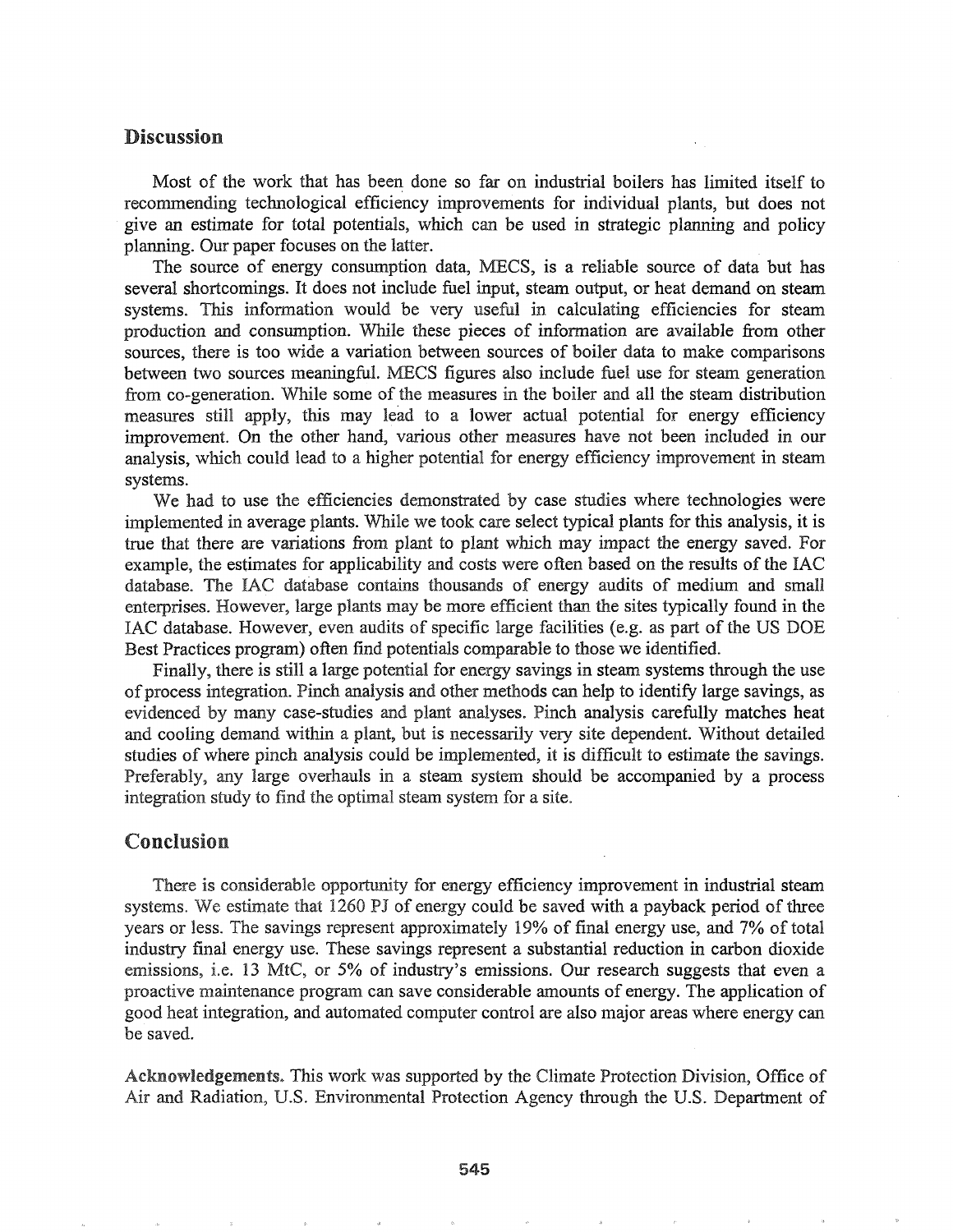## Discussion

Most of the work that has been done so far on industrial boilers has limited itself to recommending technological efficiency improvements for individual plants, but does not give an estimate for total potentials, which can be used in strategic planning and policy planning. Our paper focuses on the latter.

The source of energy consumption data, MECS, is a reliable source of data but has several shortcomings. It does not include fuel input, steam output, or heat demand on steam systems. This information would be very useful in calculating efficiencies for steam production and consumption. While these pieces of information are available from other sources, there is too wide a variation between sources of boiler data to make comparisons between two sources meaningful. MECS figures also include fuel use for steam generation from co-generation. While some of the measures in the boiler and all the steam distribution measures still apply, this may lead to a lower actual potential for energy efficiency improvement. On the other hand, various other measures have not been included in our analysis, which could lead to a higher potential for energy efficiency improvement in steam systems.

We had to use the efficiencies demonstrated by case studies where technologies were implemented in average plants. While we took care select typical plants for this analysis, it is true that there are variations from plant to plant which may impact the energy saved. For example, the estimates for applicability and costs were often based on the results of the IAC database. The IAC database contains thousands of energy audits of medium and small enterprises. However, large plants may be more efficient than the sites typically found in the IAC database. However, even audits of specific large facilities (e.g. as part of the US DOE Best Practices program) often find potentials comparable to those we identified.

Finally, there is still a large potential for energy savings in steam systems through the use of process integration. Pinch analysis and other methods can help to identify large savings, as evidenced by many case-studies and plant analyses. Pinch analysis carefully matches heat and cooling demand within a plant, but is necessarily very site dependent. Without detailed studies of where pinch analysis could be implemented, it is difficult to estimate the savings. Preferably, any large overhauls in a steam system should be accompanied by a process integration study to find the optimal steam system for a site.

## Conclusion

There is considerable opportunity for energy efficiency improvement in industrial steam systems. We estimate that 1260 PJ of energy could be saved with a payback period of three years or less. The savings represent approximately 19% of final energy use, and 7% of total industry final energy use. These savings represent a substantial reduction in carbon dioxide emissions, i.e. 13 MtC, or 5% of industry's emissions. Our research suggests that even a proactive maintenance program can save considerable amounts of energy. The application of good heat integration, and automated computer control are also major areas where energy can be saved.

**Acknowledgements.** This work was supported by the Climate Protection Division, Office of Air and Radiation, U.S. Environmental Protection Agency through the U.S. Department of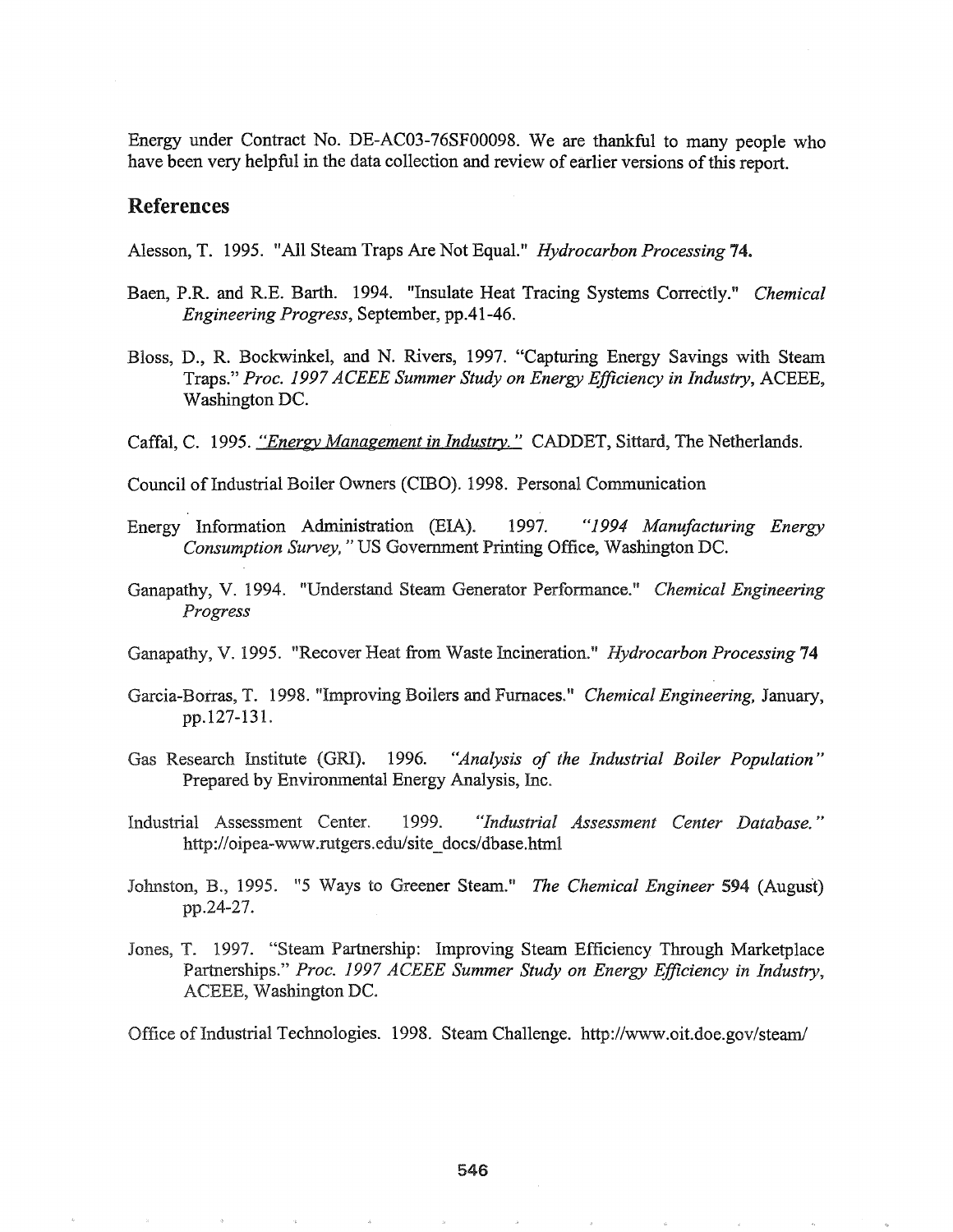Energy under Contract No. DE-AC03-76SF00098. We are thankful to many people who have been very helpful in the data collection and review of earlier versions of this report.

## References

Alesson, T. 1995. "All Steam Traps Are Not Equal." *Hydrocarbon Processing* **74.**

Baen, P.R. and R.E. Barth. 1994. "Insulate Heat Tracing Systems Correctly." *Chemical Engineering Progress*, September, pp.41-46.

Bloss, D., R. Bockwinkel, and N. Rivers, 1997. "Capturing Energy Savings with Steam Traps." *Proc. 1997 ACEEE Summer Study on Energy Efficiency in Industry*, ACEEE, Washington DC.

Caffal, C. 1995. *"Energy Management in Industry."* CADDET, Sittard, The Netherlands.

Council of Industrial Boiler Owners (CIBO). 1998. Personal Communication

Energy Information Administration (EIA). 1997. *"1994 Manufacturing Energy Consumption Survey,"* US Government Printing Office, Washington DC.

Ganapathy, V. 1994. "Understand Steam Generator Performance." *Chemical Engineering Progress*

Ganapathy, V. 1995. "Recover Heat from Waste Incineration." *Hydrocarbon Processing* 74

Garcia-Borras, T. 1998. "Improving Boilers and Furnaces." *Chemical Engineering,* January, pp.127-131.

Gas Research Institute (GRI). 1996. *"Analysis of the Industrial Boiler Population"* Prepared by Environmental Energy Analysis, Inc.

Industrial Assessment Center. 1999. *"Industrial Assessment Center Database."* http://oipea-www.rutgers.edu/site_docs/dbase.html

Johnston, B., 1995. "5 Ways to Greener Steam." *The Chemical Engineer* 594 (August) pp.24-27.

Jones, T. 1997. "Steam Partnership: Improving Steam Efficiency Through Marketplace Partnerships." *Proc. 1997 ACEEE Summer Study on Energy Efficiency in Industry*, ACEEE, Washington DC.

Office of Industrial Technologies. 1998. Steam Challenge. http://www.oit.doe.gov/steam/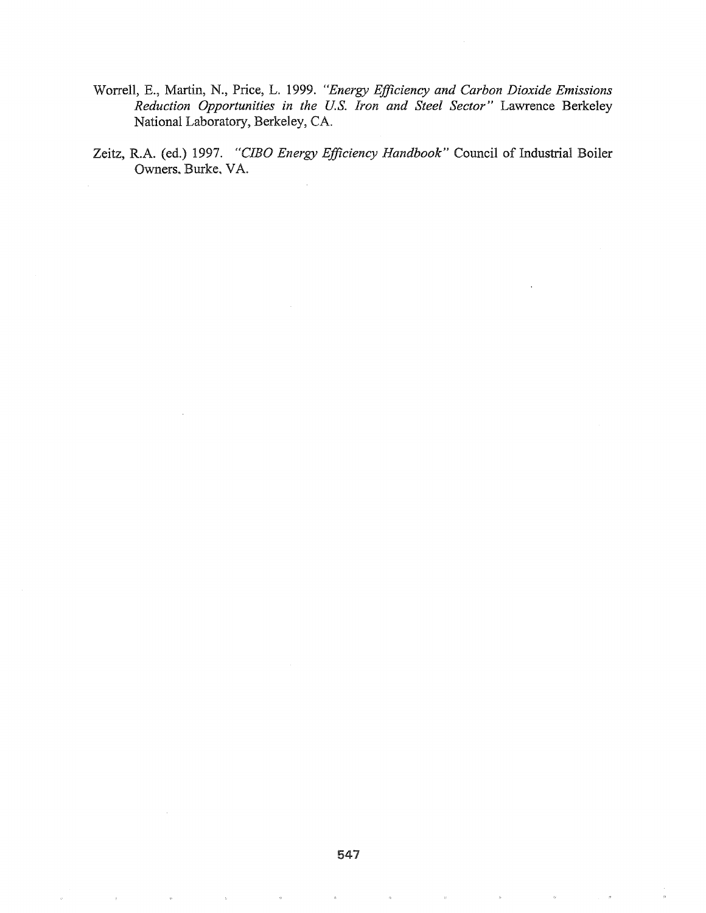Worrell, E., Martin, N., Price, L. 1999. *"Energy Efficiency and Carbon Dioxide Emissions Reduction Opportunities in the U.S. Iron and Steel Sector"* Lawrence Berkeley National Laboratory, Berkeley, CA.

Zeitz, R.A. (ed.) 1997. *"CIBO Energy Efficiency Handbook"* Council of Industrial Boiler Owners, Burke, VA.